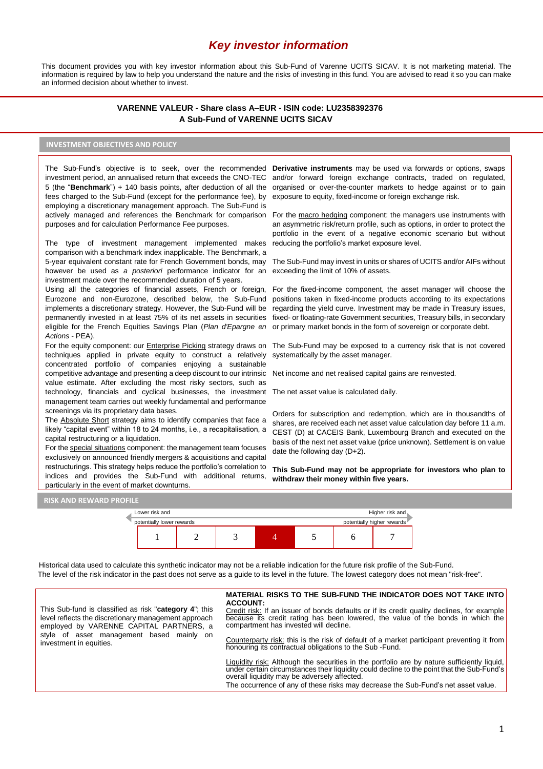# Key investor information

This document provides you with key investor information about this Sub-Fund of Varenne UCITS SICAV. It is not marketing material. The information is required by law to help you understand the nature and the risks of investing in this fund. You are advised to read it so you can make an informed decision about whether to invest.

**VARENNE VALEUR - Share class A–EUR - ISIN code: LU2358392376**
**A Sub-Fund of VARENNE UCITS SICAV**

## INVESTMENT OBJECTIVES AND POLICY

The Sub-Fund's objective is to seek, over the recommended investment period, an annualised return that exceeds the CNO-TEC 5 (the "**Benchmark**") + 140 basis points, after deduction of all the fees charged to the Sub-Fund (except for the performance fee), by employing a discretionary management approach. The Sub-Fund is actively managed and references the Benchmark for comparison purposes and for calculation Performance Fee purposes.

The type of investment management implemented makes comparison with a benchmark index inapplicable. The Benchmark, a 5-year equivalent constant rate for French Government bonds, may however be used as *a posteriori* performance indicator for an investment made over the recommended duration of 5 years.

Using all the categories of financial assets, French or foreign, Eurozone and non-Eurozone, described below, the Sub-Fund implements a discretionary strategy. However, the Sub-Fund will be permanently invested in at least 75% of its net assets in securities eligible for the French Equities Savings Plan (*Plan d'Epargne en Actions* - PEA).

For the equity component: our Enterprise Picking strategy draws on techniques applied in private equity to construct a relatively concentrated portfolio of companies enjoying a sustainable competitive advantage and presenting a deep discount to our intrinsic value estimate. After excluding the most risky sectors, such as technology, financials and cyclical businesses, the investment management team carries out weekly fundamental and performance screenings via its proprietary data bases.

The Absolute Short strategy aims to identify companies that face a likely "capital event" within 18 to 24 months, i.e., a recapitalisation, a capital restructuring or a liquidation.

For the special situations component: the management team focuses exclusively on announced friendly mergers & acquisitions and capital restructurings. This strategy helps reduce the portfolio's correlation to indices and provides the Sub-Fund with additional returns, particularly in the event of market downturns.

**Derivative instruments** may be used via forwards or options, swaps and/or forward foreign exchange contracts, traded on regulated, organised or over-the-counter markets to hedge against or to gain exposure to equity, fixed-income or foreign exchange risk.

For the macro hedging component: the managers use instruments with an asymmetric risk/return profile, such as options, in order to protect the portfolio in the event of a negative economic scenario but without reducing the portfolio's market exposure level.

The Sub-Fund may invest in units or shares of UCITS and/or AIFs without exceeding the limit of 10% of assets.

For the fixed-income component, the asset manager will choose the positions taken in fixed-income products according to its expectations regarding the yield curve. Investment may be made in Treasury issues, fixed- or floating-rate Government securities, Treasury bills, in secondary or primary market bonds in the form of sovereign or corporate debt.

The Sub-Fund may be exposed to a currency risk that is not covered systematically by the asset manager.

Net income and net realised capital gains are reinvested.

The net asset value is calculated daily.

Orders for subscription and redemption, which are in thousandths of shares, are received each net asset value calculation day before 11 a.m. CEST (D) at CACEIS Bank, Luxembourg Branch and executed on the basis of the next net asset value (price unknown). Settlement is on value date the following day (D+2).

**This Sub-Fund may not be appropriate for investors who plan to withdraw their money within five years.**

## RISK AND REWARD PROFILE

| Lower risk and potentially lower rewards | | | | | | Higher risk and potentially higher rewards |
|---|---|---|---|---|---|---|
| 1 | 2 | 3 | **4** | 5 | 6 | 7 |

Historical data used to calculate this synthetic indicator may not be a reliable indication for the future risk profile of the Sub-Fund.
The level of the risk indicator in the past does not serve as a guide to its level in the future. The lowest category does not mean "risk-free".

This Sub-fund is classified as risk "**category 4**"; this level reflects the discretionary management approach employed by VARENNE CAPITAL PARTNERS, a style of asset management based mainly on investment in equities.

**MATERIAL RISKS TO THE SUB-FUND THE INDICATOR DOES NOT TAKE INTO ACCOUNT:**

Credit risk: If an issuer of bonds defaults or if its credit quality declines, for example because its credit rating has been lowered, the value of the bonds in which the compartment has invested will decline.

Counterparty risk: this is the risk of default of a market participant preventing it from honouring its contractual obligations to the Sub -Fund.

Liquidity risk: Although the securities in the portfolio are by nature sufficiently liquid, under certain circumstances their liquidity could decline to the point that the Sub-Fund's overall liquidity may be adversely affected.

The occurrence of any of these risks may decrease the Sub-Fund's net asset value.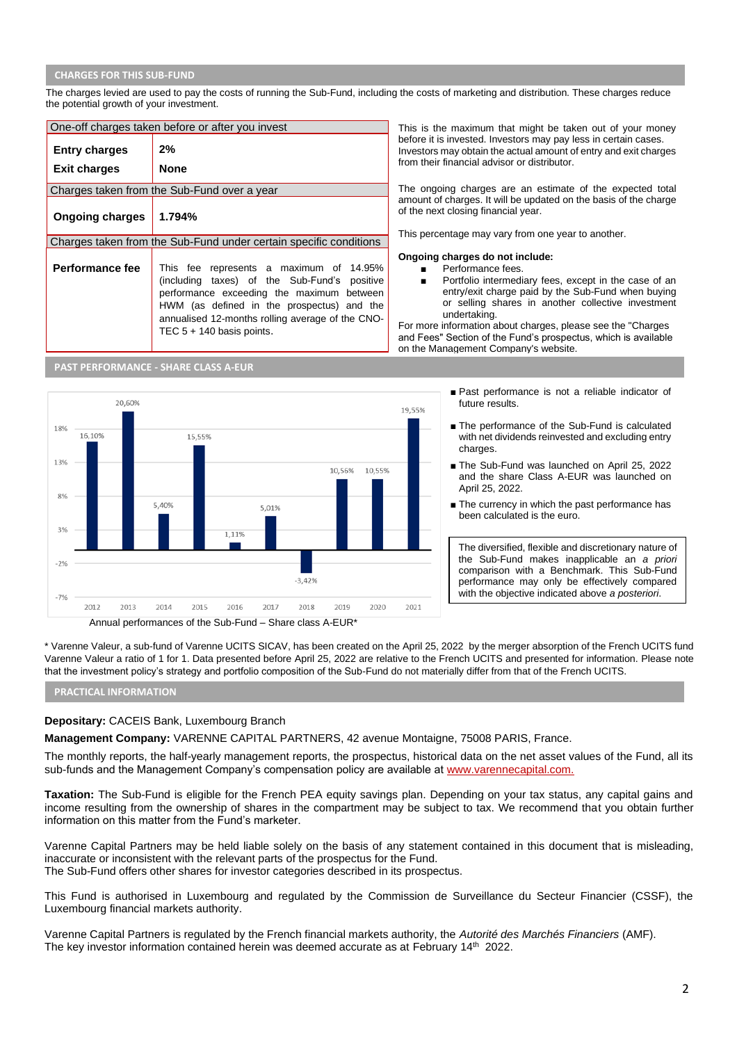## CHARGES FOR THIS SUB-FUND

The charges levied are used to pay the costs of running the Sub-Fund, including the costs of marketing and distribution. These charges reduce the potential growth of your investment.

| One-off charges taken before or after you invest | |
|---|---|
| **Entry charges** | **2%** |
| **Exit charges** | **None** |
| Charges taken from the Sub-Fund over a year | |
| **Ongoing charges** | **1.794%** |
| Charges taken from the Sub-Fund under certain specific conditions | |
| **Performance fee** | This fee represents a maximum of 14.95% (including taxes) of the Sub-Fund's positive performance exceeding the maximum between HWM (as defined in the prospectus) and the annualised 12-months rolling average of the CNO-TEC 5 + 140 basis points. |

This is the maximum that might be taken out of your money before it is invested. Investors may pay less in certain cases. Investors may obtain the actual amount of entry and exit charges from their financial advisor or distributor.

The ongoing charges are an estimate of the expected total amount of charges. It will be updated on the basis of the charge of the next closing financial year.

This percentage may vary from one year to another.

**Ongoing charges do not include:**

- Performance fees.
- Portfolio intermediary fees, except in the case of an entry/exit charge paid by the Sub-Fund when buying or selling shares in another collective investment undertaking.

For more information about charges, please see the "Charges and Fees" Section of the Fund's prospectus, which is available on the Management Company's website.

## PAST PERFORMANCE - SHARE CLASS A-EUR

18%
13%
8%
3%
-2%
-7%

2012: 16,10%
2013: 20,60%
2014: 5,40%
2015: 15,55%
2016: 1,11%
2017: 5,01%
2018: -3,42%
2019: 10,56%
2020: 10,55%
2021: 19,55%

Annual performances of the Sub-Fund – Share class A-EUR*

- Past performance is not a reliable indicator of future results.
- The performance of the Sub-Fund is calculated with net dividends reinvested and excluding entry charges.
- The Sub-Fund was launched on April 25, 2022 and the share Class A-EUR was launched on April 25, 2022.
- The currency in which the past performance has been calculated is the euro.

The diversified, flexible and discretionary nature of the Sub-Fund makes inapplicable an *a priori* comparison with a Benchmark. This Sub-Fund performance may only be effectively compared with the objective indicated above *a posteriori.*

\* Varenne Valeur, a sub-fund of Varenne UCITS SICAV, has been created on the April 25, 2022 by the merger absorption of the French UCITS fund Varenne Valeur a ratio of 1 for 1. Data presented before April 25, 2022 are relative to the French UCITS and presented for information. Please note that the investment policy's strategy and portfolio composition of the Sub-Fund do not materially differ from that of the French UCITS.

## PRACTICAL INFORMATION

**Depositary:** CACEIS Bank, Luxembourg Branch

**Management Company:** VARENNE CAPITAL PARTNERS, 42 avenue Montaigne, 75008 PARIS, France.

The monthly reports, the half-yearly management reports, the prospectus, historical data on the net asset values of the Fund, all its sub-funds and the Management Company's compensation policy are available at www.varennecapital.com.

**Taxation:** The Sub-Fund is eligible for the French PEA equity savings plan. Depending on your tax status, any capital gains and income resulting from the ownership of shares in the compartment may be subject to tax. We recommend that you obtain further information on this matter from the Fund's marketer.

Varenne Capital Partners may be held liable solely on the basis of any statement contained in this document that is misleading, inaccurate or inconsistent with the relevant parts of the prospectus for the Fund.
The Sub-Fund offers other shares for investor categories described in its prospectus.

This Fund is authorised in Luxembourg and regulated by the Commission de Surveillance du Secteur Financier (CSSF), the Luxembourg financial markets authority.

Varenne Capital Partners is regulated by the French financial markets authority, the *Autorité des Marchés Financiers* (AMF).
The key investor information contained herein was deemed accurate as at February 14th 2022.